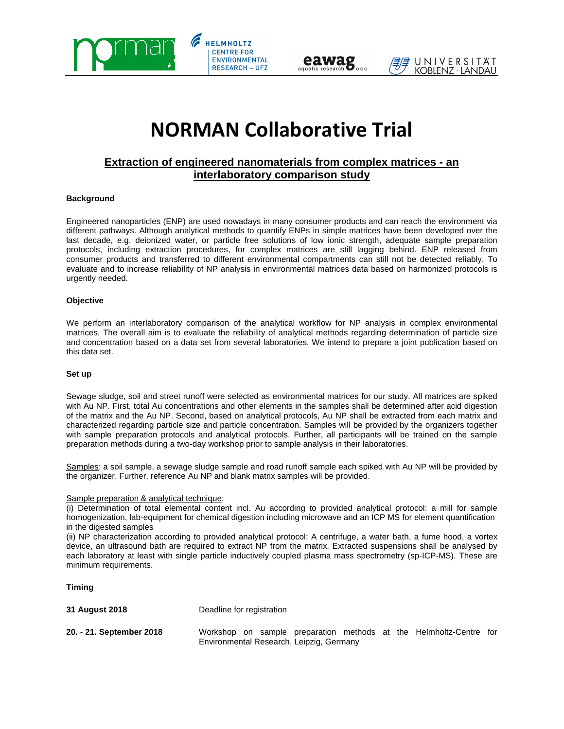# NORMAN Collaborative Trial

## Extraction of engineered nanomaterials from complex matrices - an interlaboratory comparison study

**Background**

Engineered nanoparticles (ENP) are used nowadays in many consumer products and can reach the environment via different pathways. Although analytical methods to quantify ENPs in simple matrices have been developed over the last decade, e.g. deionized water, or particle free solutions of low ionic strength, adequate sample preparation protocols, including extraction procedures, for complex matrices are still lagging behind. ENP released from consumer products and transferred to different environmental compartments can still not be detected reliably. To evaluate and to increase reliability of NP analysis in environmental matrices data based on harmonized protocols is urgently needed.

**Objective**

We perform an interlaboratory comparison of the analytical workflow for NP analysis in complex environmental matrices. The overall aim is to evaluate the reliability of analytical methods regarding determination of particle size and concentration based on a data set from several laboratories. We intend to prepare a joint publication based on this data set.

**Set up**

Sewage sludge, soil and street runoff were selected as environmental matrices for our study. All matrices are spiked with Au NP. First, total Au concentrations and other elements in the samples shall be determined after acid digestion of the matrix and the Au NP. Second, based on analytical protocols, Au NP shall be extracted from each matrix and characterized regarding particle size and particle concentration. Samples will be provided by the organizers together with sample preparation protocols and analytical protocols. Further, all participants will be trained on the sample preparation methods during a two-day workshop prior to sample analysis in their laboratories.

Samples: a soil sample, a sewage sludge sample and road runoff sample each spiked with Au NP will be provided by the organizer. Further, reference Au NP and blank matrix samples will be provided.

Sample preparation & analytical technique:

(i) Determination of total elemental content incl. Au according to provided analytical protocol: a mill for sample homogenization, lab-equipment for chemical digestion including microwave and an ICP MS for element quantification in the digested samples

(ii) NP characterization according to provided analytical protocol: A centrifuge, a water bath, a fume hood, a vortex device, an ultrasound bath are required to extract NP from the matrix. Extracted suspensions shall be analysed by each laboratory at least with single particle inductively coupled plasma mass spectrometry (sp-ICP-MS). These are minimum requirements.

**Timing**

| | |
|---|---|
| **31 August 2018** | Deadline for registration |
| **20. - 21. September 2018** | Workshop on sample preparation methods at the Helmholtz-Centre for Environmental Research, Leipzig, Germany |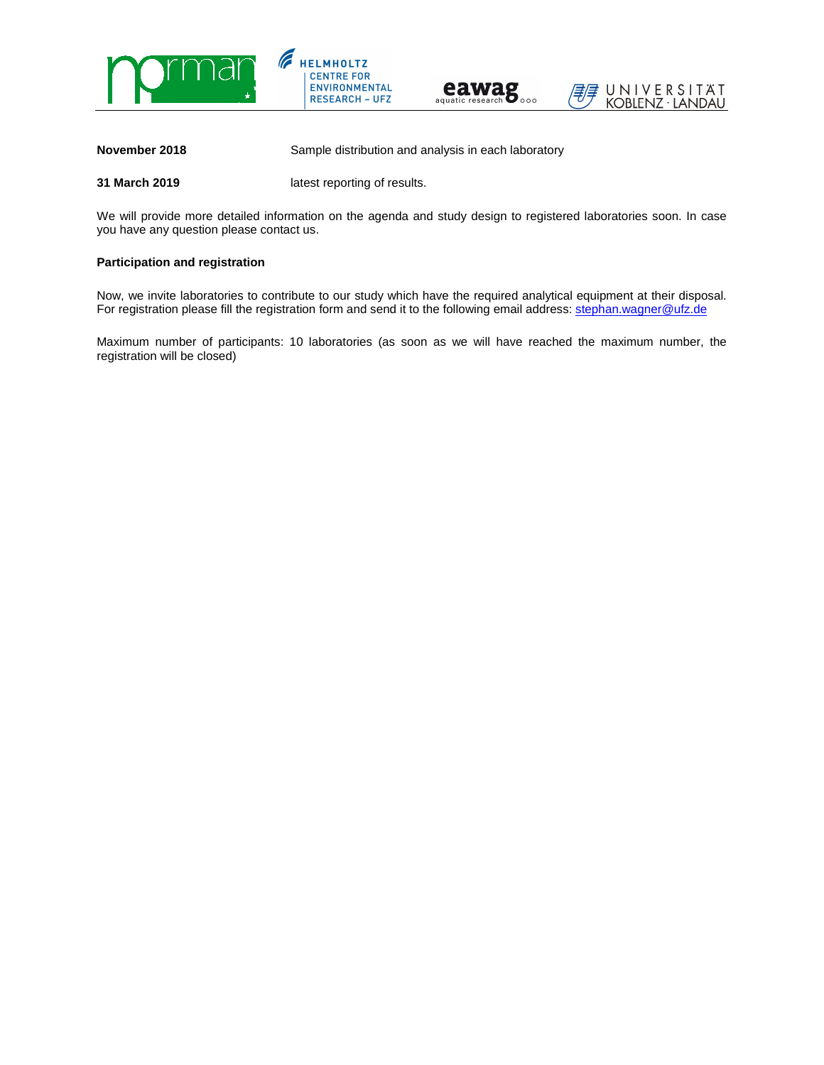**November 2018** Sample distribution and analysis in each laboratory

**31 March 2019** latest reporting of results.

We will provide more detailed information on the agenda and study design to registered laboratories soon. In case you have any question please contact us.

**Participation and registration**

Now, we invite laboratories to contribute to our study which have the required analytical equipment at their disposal. For registration please fill the registration form and send it to the following email address: stephan.wagner@ufz.de

Maximum number of participants: 10 laboratories (as soon as we will have reached the maximum number, the registration will be closed)